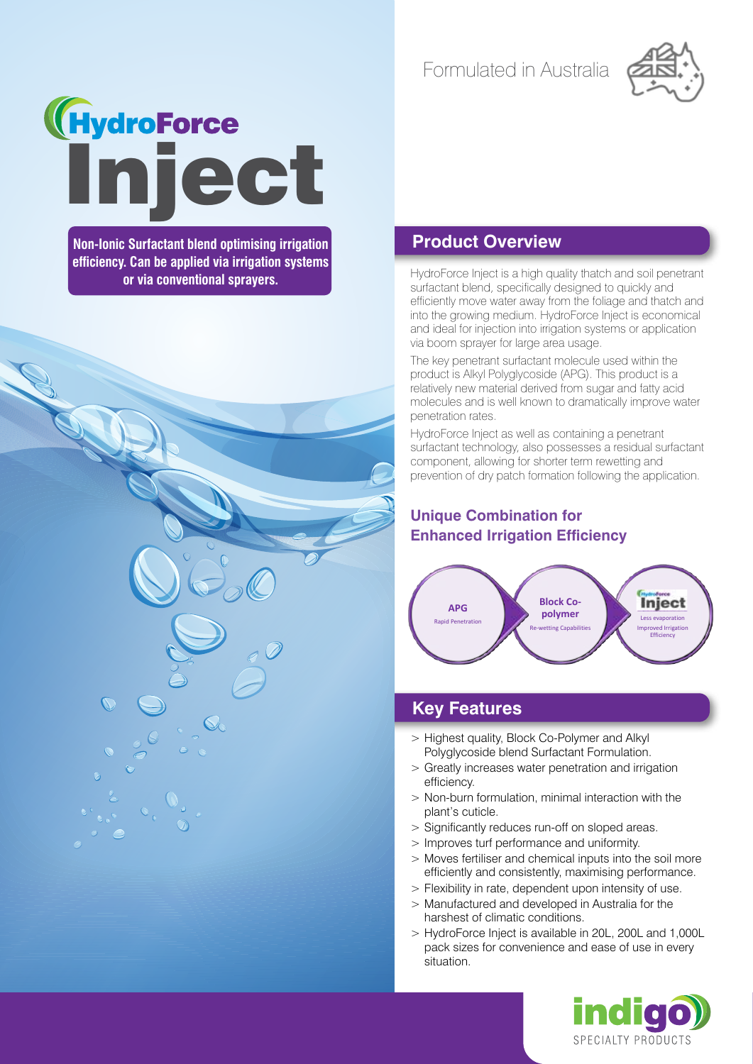Formulated in Australia

# HydroForce Inject

**Non-Ionic Surfactant blend optimising irrigation efficiency. Can be applied via irrigation systems or via conventional sprayers.**

## Product Overview

HydroForce Inject is a high quality thatch and soil penetrant surfactant blend, specifically designed to quickly and efficiently move water away from the foliage and thatch and into the growing medium. HydroForce Inject is economical and ideal for injection into irrigation systems or application via boom sprayer for large area usage.

The key penetrant surfactant molecule used within the product is Alkyl Polyglycoside (APG). This product is a relatively new material derived from sugar and fatty acid molecules and is well known to dramatically improve water penetration rates.

HydroForce Inject as well as containing a penetrant surfactant technology, also possesses a residual surfactant component, allowing for shorter term rewetting and prevention of dry patch formation following the application.

### Unique Combination for Enhanced Irrigation Efficiency

**APG** – Rapid Penetration

**Block Co-polymer** – Re-wetting Capabilities

**HydroForce Inject** – Less evaporation, Improved Irrigation Efficiency

## Key Features

- Highest quality, Block Co-Polymer and Alkyl Polyglycoside blend Surfactant Formulation.
- Greatly increases water penetration and irrigation efficiency.
- Non-burn formulation, minimal interaction with the plant's cuticle.
- Significantly reduces run-off on sloped areas.
- Improves turf performance and uniformity.
- Moves fertiliser and chemical inputs into the soil more efficiently and consistently, maximising performance.
- Flexibility in rate, dependent upon intensity of use.
- Manufactured and developed in Australia for the harshest of climatic conditions.
- HydroForce Inject is available in 20L, 200L and 1,000L pack sizes for convenience and ease of use in every situation.

indigo SPECIALTY PRODUCTS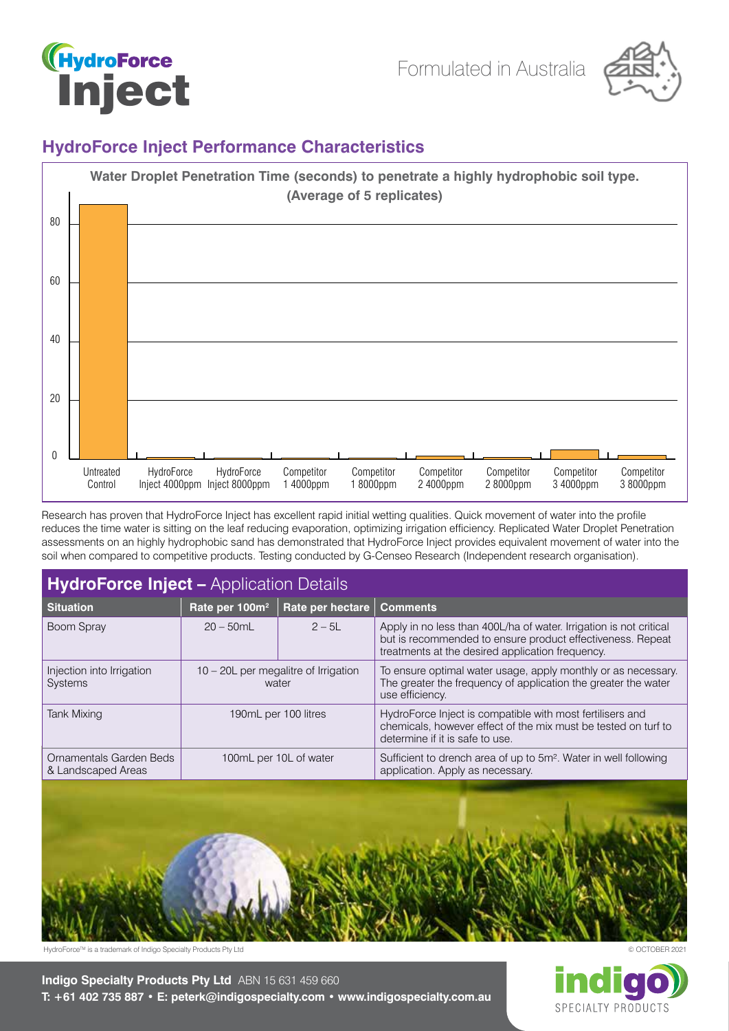# HydroForce Inject

Formulated in Australia

## HydroForce Inject Performance Characteristics

Water Droplet Penetration Time (seconds) to penetrate a highly hydrophobic soil type.
(Average of 5 replicates)

80
60
40
20
0

Untreated Control
HydroForce Inject 4000ppm
HydroForce Inject 8000ppm
Competitor 1 4000ppm
Competitor 1 8000ppm
Competitor 2 4000ppm
Competitor 2 8000ppm
Competitor 3 4000ppm
Competitor 3 8000ppm

Research has proven that HydroForce Inject has excellent rapid initial wetting qualities. Quick movement of water into the profile reduces the time water is sitting on the leaf reducing evaporation, optimizing irrigation efficiency. Replicated Water Droplet Penetration assessments on an highly hydrophobic sand has demonstrated that HydroForce Inject provides equivalent movement of water into the soil when compared to competitive products. Testing conducted by G-Censeo Research (Independent research organisation).

## HydroForce Inject – Application Details

| Situation | Rate per 100m² | Rate per hectare | Comments |
|---|---|---|---|
| Boom Spray | 20 – 50mL | 2 – 5L | Apply in no less than 400L/ha of water. Irrigation is not critical but is recommended to ensure product effectiveness. Repeat treatments at the desired application frequency. |
| Injection into Irrigation Systems | 10 – 20L per megalitre of Irrigation water | | To ensure optimal water usage, apply monthly or as necessary. The greater the frequency of application the greater the water use efficiency. |
| Tank Mixing | 190mL per 100 litres | | HydroForce Inject is compatible with most fertilisers and chemicals, however effect of the mix must be tested on turf to determine if it is safe to use. |
| Ornamentals Garden Beds & Landscaped Areas | 100mL per 10L of water | | Sufficient to drench area of up to 5m². Water in well following application. Apply as necessary. |

HydroForce™ is a trademark of Indigo Specialty Products Pty Ltd

© OCTOBER 2021

**Indigo Specialty Products Pty Ltd** ABN 15 631 459 660
**T: +61 402 735 887 • E: peterk@indigospecialty.com • www.indigospecialty.com.au**

indigo SPECIALTY PRODUCTS